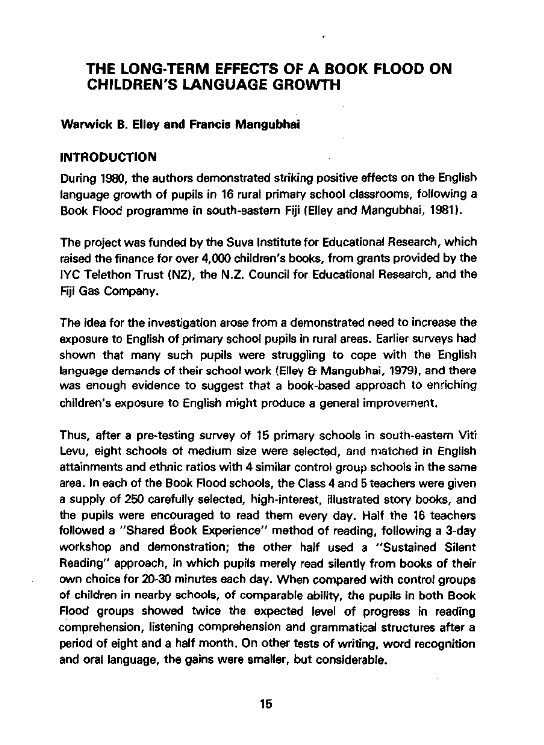# THE LONG-TERM EFFECTS OF A BOOK FLOOD ON CHILDREN'S LANGUAGE GROWTH

**Warwick B. Elley and Francis Mangubhai**

## INTRODUCTION

During 1980, the authors demonstrated striking positive effects on the English language growth of pupils in 16 rural primary school classrooms, following a Book Flood programme in south-eastern Fiji (Elley and Mangubhai, 1981).

The project was funded by the Suva Institute for Educational Research, which raised the finance for over 4,000 children's books, from grants provided by the IYC Telethon Trust (NZ), the N.Z. Council for Educational Research, and the Fiji Gas Company.

The idea for the investigation arose from a demonstrated need to increase the exposure to English of primary school pupils in rural areas. Earlier surveys had shown that many such pupils were struggling to cope with the English language demands of their school work (Elley & Mangubhai, 1979), and there was enough evidence to suggest that a book-based approach to enriching children's exposure to English might produce a general improvement.

Thus, after a pre-testing survey of 15 primary schools in south-eastern Viti Levu, eight schools of medium size were selected, and matched in English attainments and ethnic ratios with 4 similar control group schools in the same area. In each of the Book Flood schools, the Class 4 and 5 teachers were given a supply of 250 carefully selected, high-interest, illustrated story books, and the pupils were encouraged to read them every day. Half the 16 teachers followed a "Shared Book Experience" method of reading, following a 3-day workshop and demonstration; the other half used a "Sustained Silent Reading" approach, in which pupils merely read silently from books of their own choice for 20-30 minutes each day. When compared with control groups of children in nearby schools, of comparable ability, the pupils in both Book Flood groups showed twice the expected level of progress in reading comprehension, listening comprehension and grammatical structures after a period of eight and a half month. On other tests of writing, word recognition and oral language, the gains were smaller, but considerable.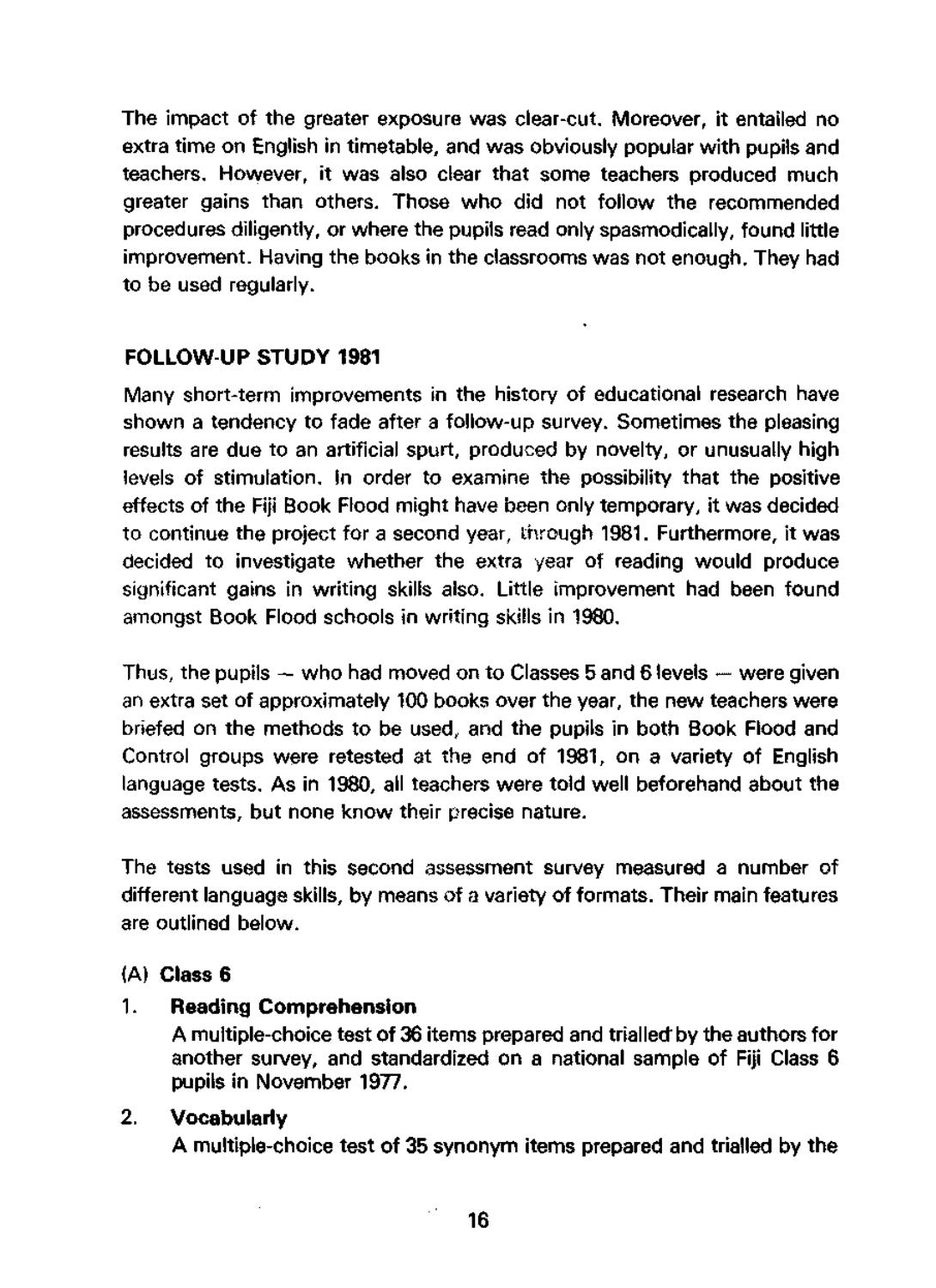The impact of the greater exposure was clear-cut. Moreover, it entailed no extra time on English in timetable, and was obviously popular with pupils and teachers. However, it was also clear that some teachers produced much greater gains than others. Those who did not follow the recommended procedures diligently, or where the pupils read only spasmodically, found little improvement. Having the books in the classrooms was not enough. They had to be used regularly.

## FOLLOW-UP STUDY 1981

Many short-term improvements in the history of educational research have shown a tendency to fade after a follow-up survey. Sometimes the pleasing results are due to an artificial spurt, produced by novelty, or unusually high levels of stimulation. In order to examine the possibility that the positive effects of the Fiji Book Flood might have been only temporary, it was decided to continue the project for a second year, through 1981. Furthermore, it was decided to investigate whether the extra year of reading would produce significant gains in writing skills also. Little improvement had been found amongst Book Flood schools in writing skills in 1980.

Thus, the pupils — who had moved on to Classes 5 and 6 levels — were given an extra set of approximately 100 books over the year, the new teachers were briefed on the methods to be used, and the pupils in both Book Flood and Control groups were retested at the end of 1981, on a variety of English language tests. As in 1980, all teachers were told well beforehand about the assessments, but none know their precise nature.

The tests used in this second assessment survey measured a number of different language skills, by means of a variety of formats. Their main features are outlined below.

(A) **Class 6**

1. **Reading Comprehension**

   A multiple-choice test of 36 items prepared and trialled by the authors for another survey, and standardized on a national sample of Fiji Class 6 pupils in November 1977.

2. **Vocabularly**

   A multiple-choice test of 35 synonym items prepared and trialled by the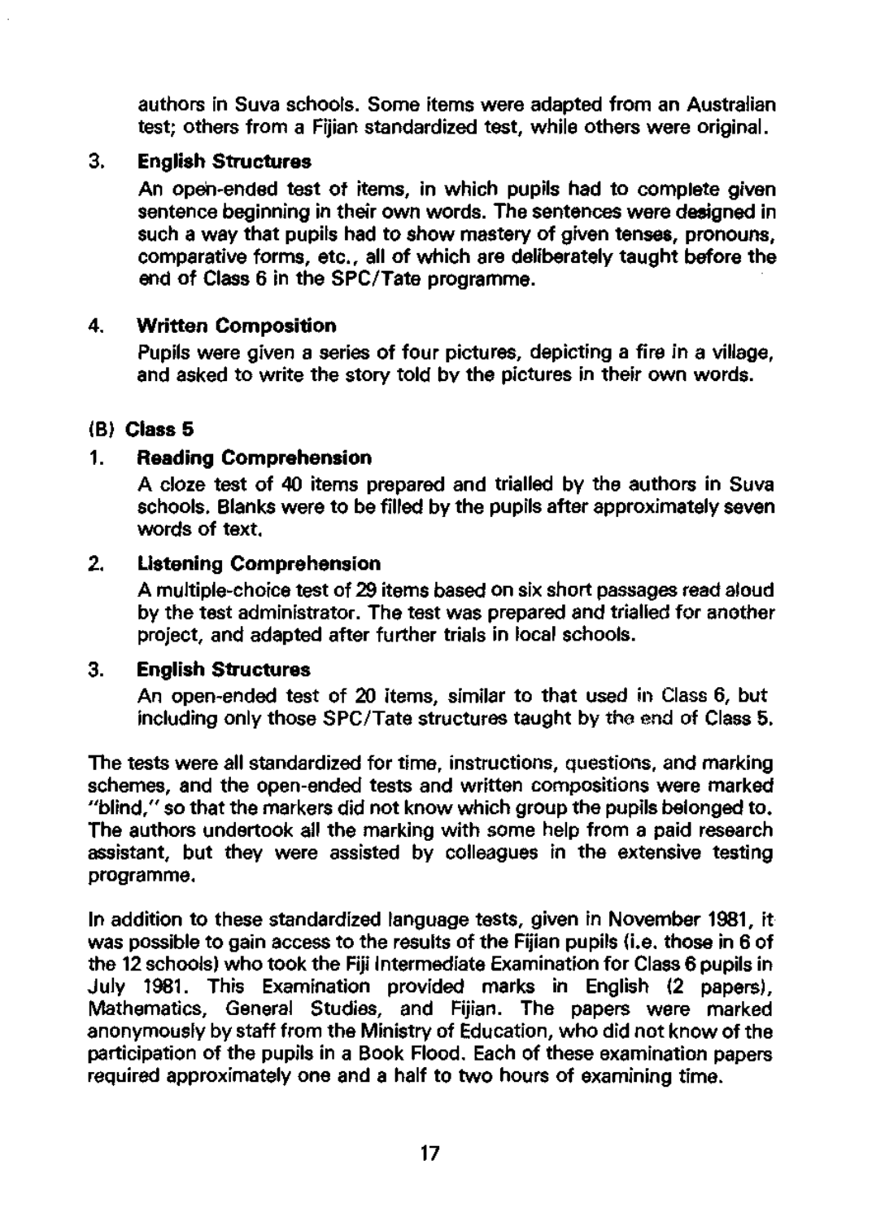authors in Suva schools. Some items were adapted from an Australian test; others from a Fijian standardized test, while others were original.

3. **English Structures**

   An open-ended test of items, in which pupils had to complete given sentence beginning in their own words. The sentences were designed in such a way that pupils had to show mastery of given tenses, pronouns, comparative forms, etc., all of which are deliberately taught before the end of Class 6 in the SPC/Tate programme.

4. **Written Composition**

   Pupils were given a series of four pictures, depicting a fire in a village, and asked to write the story told by the pictures in their own words.

**(B) Class 5**

1. **Reading Comprehension**

   A cloze test of 40 items prepared and trialled by the authors in Suva schools. Blanks were to be filled by the pupils after approximately seven words of text.

2. **Listening Comprehension**

   A multiple-choice test of 29 items based on six short passages read aloud by the test administrator. The test was prepared and trialled for another project, and adapted after further trials in local schools.

3. **English Structures**

   An open-ended test of 20 items, similar to that used in Class 6, but including only those SPC/Tate structures taught by the end of Class 5.

The tests were all standardized for time, instructions, questions, and marking schemes, and the open-ended tests and written compositions were marked "blind," so that the markers did not know which group the pupils belonged to. The authors undertook all the marking with some help from a paid research assistant, but they were assisted by colleagues in the extensive testing programme.

In addition to these standardized language tests, given in November 1981, it was possible to gain access to the results of the Fijian pupils (i.e. those in 6 of the 12 schools) who took the Fiji Intermediate Examination for Class 6 pupils in July 1981. This Examination provided marks in English (2 papers), Mathematics, General Studies, and Fijian. The papers were marked anonymously by staff from the Ministry of Education, who did not know of the participation of the pupils in a Book Flood. Each of these examination papers required approximately one and a half to two hours of examining time.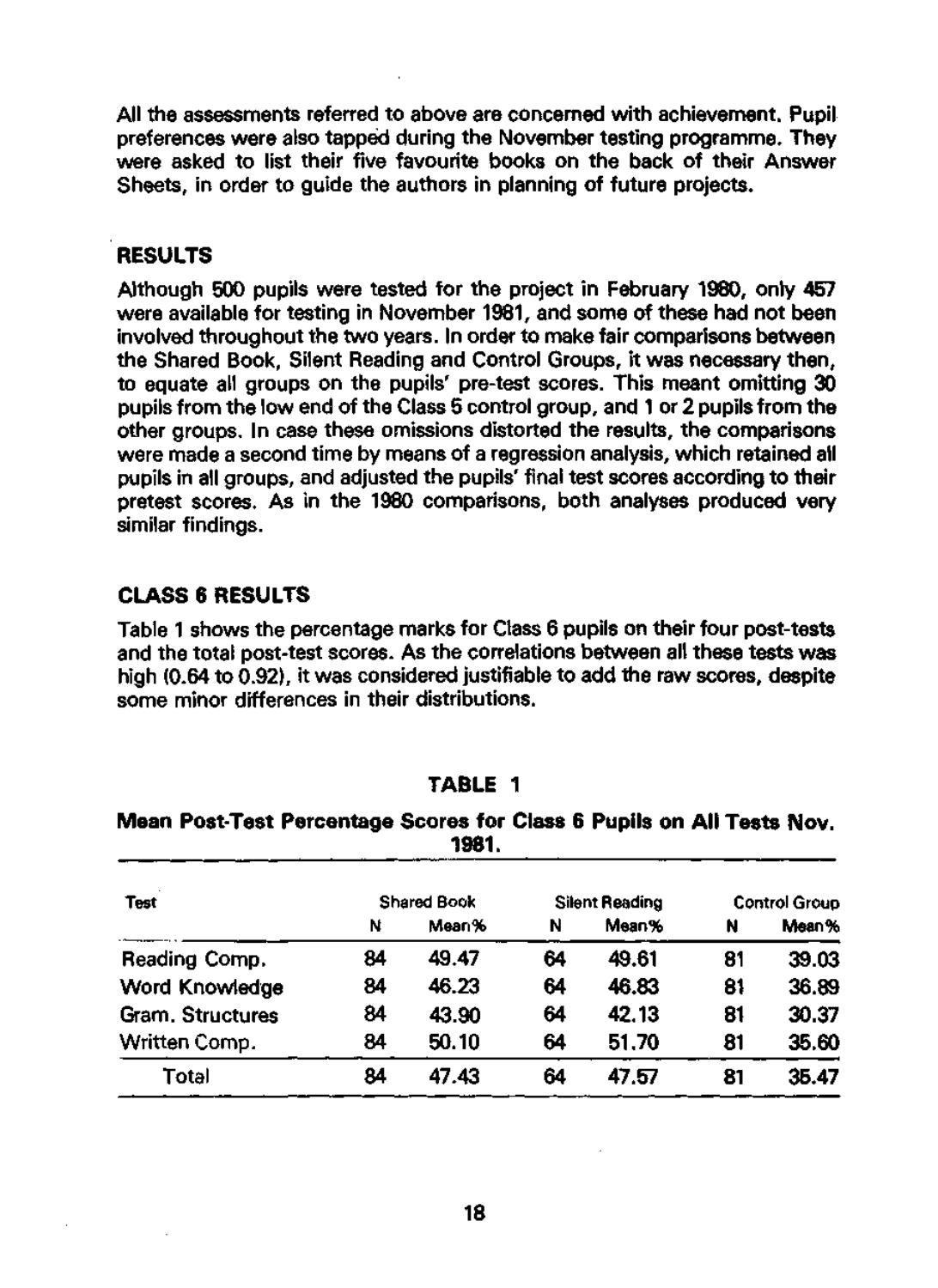All the assessments referred to above are concerned with achievement. Pupil preferences were also tapped during the November testing programme. They were asked to list their five favourite books on the back of their Answer Sheets, in order to guide the authors in planning of future projects.

## RESULTS

Although 500 pupils were tested for the project in February 1980, only 457 were available for testing in November 1981, and some of these had not been involved throughout the two years. In order to make fair comparisons between the Shared Book, Silent Reading and Control Groups, it was necessary then, to equate all groups on the pupils' pre-test scores. This meant omitting 30 pupils from the low end of the Class 5 control group, and 1 or 2 pupils from the other groups. In case these omissions distorted the results, the comparisons were made a second time by means of a regression analysis, which retained all pupils in all groups, and adjusted the pupils' final test scores according to their pretest scores. As in the 1980 comparisons, both analyses produced very similar findings.

### CLASS 6 RESULTS

Table 1 shows the percentage marks for Class 6 pupils on their four post-tests and the total post-test scores. As the correlations between all these tests was high (0.64 to 0.92), it was considered justifiable to add the raw scores, despite some minor differences in their distributions.

**TABLE 1**

**Mean Post-Test Percentage Scores for Class 6 Pupils on All Tests Nov. 1981.**

| Test | Shared Book | | Silent Reading | | Control Group | |
|---|---|---|---|---|---|---|
| | N | Mean% | N | Mean% | N | Mean% |
| Reading Comp. | 84 | 49.47 | 64 | 49.61 | 81 | 39.03 |
| Word Knowledge | 84 | 46.23 | 64 | 46.83 | 81 | 36.89 |
| Gram. Structures | 84 | 43.90 | 64 | 42.13 | 81 | 30.37 |
| Written Comp. | 84 | 50.10 | 64 | 51.70 | 81 | 35.60 |
| Total | 84 | 47.43 | 64 | 47.57 | 81 | 35.47 |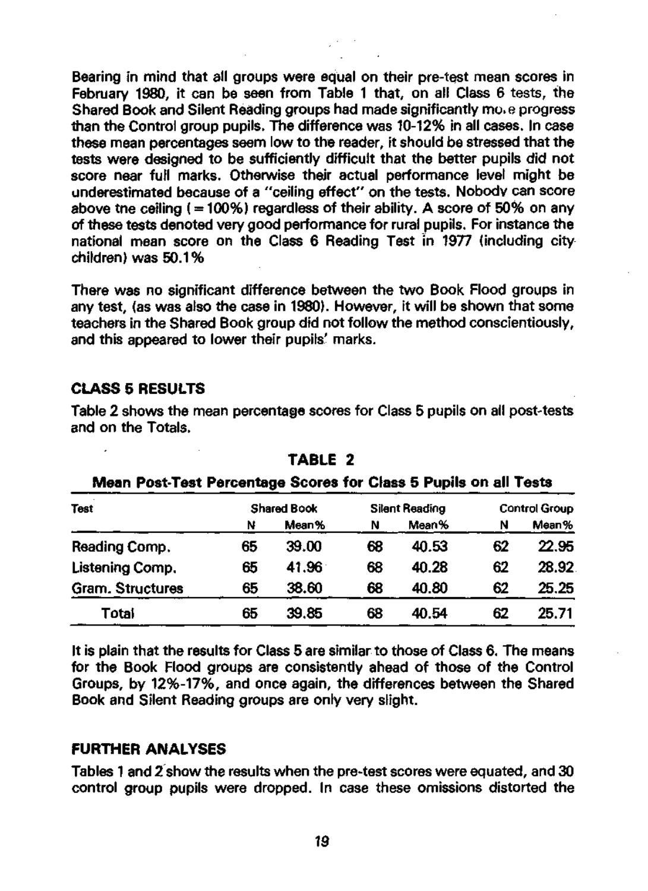Bearing in mind that all groups were equal on their pre-test mean scores in February 1980, it can be seen from Table 1 that, on all Class 6 tests, the Shared Book and Silent Reading groups had made significantly more progress than the Control group pupils. The difference was 10-12% in all cases. In case these mean percentages seem low to the reader, it should be stressed that the tests were designed to be sufficiently difficult that the better pupils did not score near full marks. Otherwise their actual performance level might be underestimated because of a "ceiling effect" on the tests. Nobody can score above the ceiling (=100%) regardless of their ability. A score of 50% on any of these tests denoted very good performance for rural pupils. For instance the national mean score on the Class 6 Reading Test in 1977 (including city children) was 50.1%

There was no significant difference between the two Book Flood groups in any test, (as was also the case in 1980). However, it will be shown that some teachers in the Shared Book group did not follow the method conscientiously, and this appeared to lower their pupils' marks.

## CLASS 5 RESULTS

Table 2 shows the mean percentage scores for Class 5 pupils on all post-tests and on the Totals.

**TABLE 2**

**Mean Post-Test Percentage Scores for Class 5 Pupils on all Tests**

| Test | Shared Book | | Silent Reading | | Control Group | |
|---|---|---|---|---|---|---|
| | N | Mean% | N | Mean% | N | Mean% |
| Reading Comp. | 65 | 39.00 | 68 | 40.53 | 62 | 22.95 |
| Listening Comp. | 65 | 41.96 | 68 | 40.28 | 62 | 28.92 |
| Gram. Structures | 65 | 38.60 | 68 | 40.80 | 62 | 25.25 |
| Total | 65 | 39.85 | 68 | 40.54 | 62 | 25.71 |

It is plain that the results for Class 5 are similar to those of Class 6. The means for the Book Flood groups are consistently ahead of those of the Control Groups, by 12%-17%, and once again, the differences between the Shared Book and Silent Reading groups are only very slight.

## FURTHER ANALYSES

Tables 1 and 2 show the results when the pre-test scores were equated, and 30 control group pupils were dropped. In case these omissions distorted the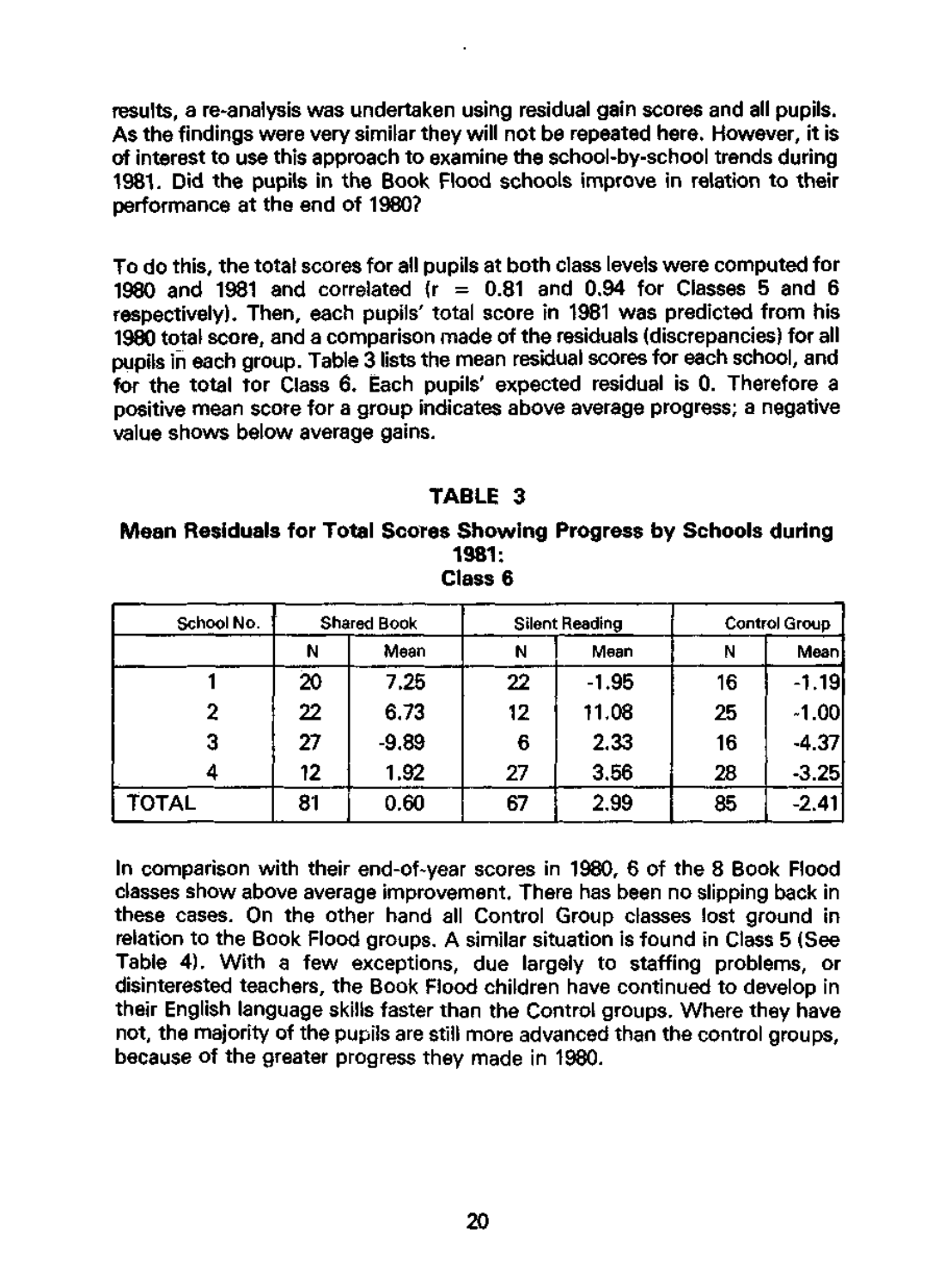results, a re-analysis was undertaken using residual gain scores and all pupils. As the findings were very similar they will not be repeated here. However, it is of interest to use this approach to examine the school-by-school trends during 1981. Did the pupils in the Book Flood schools improve in relation to their performance at the end of 1980?

To do this, the total scores for all pupils at both class levels were computed for 1980 and 1981 and correlated ($r = 0.81$ and $0.94$ for Classes 5 and 6 respectively). Then, each pupils' total score in 1981 was predicted from his 1980 total score, and a comparison made of the residuals (discrepancies) for all pupils in each group. Table 3 lists the mean residual scores for each school, and for the total for Class 6. Each pupils' expected residual is 0. Therefore a positive mean score for a group indicates above average progress; a negative value shows below average gains.

## TABLE 3

**Mean Residuals for Total Scores Showing Progress by Schools during 1981: Class 6**

| School No. | Shared Book | | Silent Reading | | Control Group | |
|---|---|---|---|---|---|---|
| | N | Mean | N | Mean | N | Mean |
| 1 | 20 | 7.25 | 22 | -1.95 | 16 | -1.19 |
| 2 | 22 | 6.73 | 12 | 11.08 | 25 | -1.00 |
| 3 | 27 | -9.89 | 6 | 2.33 | 16 | -4.37 |
| 4 | 12 | 1.92 | 27 | 3.56 | 28 | -3.25 |
| TOTAL | 81 | 0.60 | 67 | 2.99 | 85 | -2.41 |

In comparison with their end-of-year scores in 1980, 6 of the 8 Book Flood classes show above average improvement. There has been no slipping back in these cases. On the other hand all Control Group classes lost ground in relation to the Book Flood groups. A similar situation is found in Class 5 (See Table 4). With a few exceptions, due largely to staffing problems, or disinterested teachers, the Book Flood children have continued to develop in their English language skills faster than the Control groups. Where they have not, the majority of the pupils are still more advanced than the control groups, because of the greater progress they made in 1980.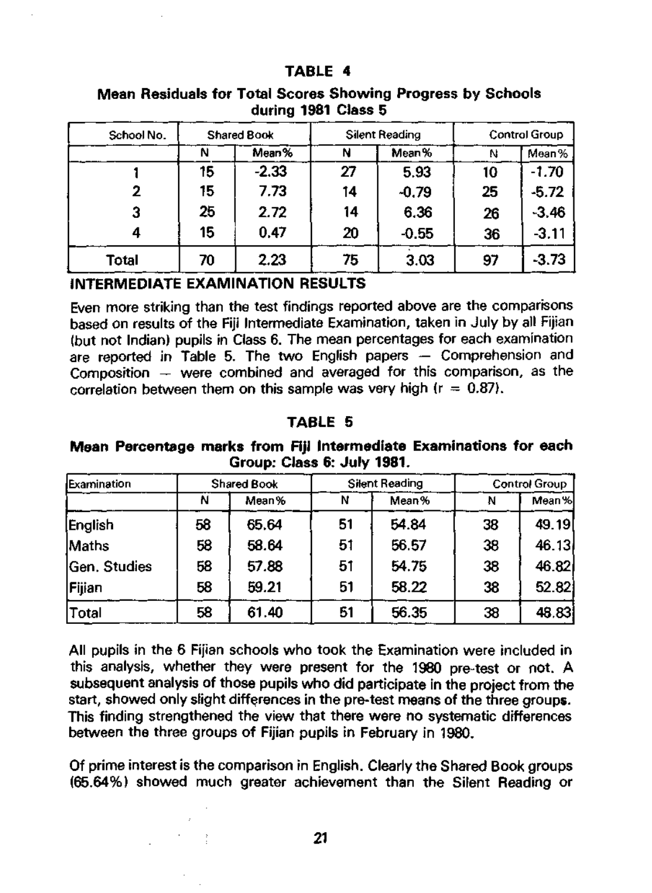**TABLE 4**

**Mean Residuals for Total Scores Showing Progress by Schools during 1981 Class 5**

| School No. | Shared Book | | Silent Reading | | Control Group | |
|---|---|---|---|---|---|---|
| | N | Mean% | N | Mean% | N | Mean% |
| 1 | 15 | -2.33 | 27 | 5.93 | 10 | -1.70 |
| 2 | 15 | 7.73 | 14 | -0.79 | 25 | -5.72 |
| 3 | 25 | 2.72 | 14 | 6.36 | 26 | -3.46 |
| 4 | 15 | 0.47 | 20 | -0.55 | 36 | -3.11 |
| Total | 70 | 2.23 | 75 | 3.03 | 97 | -3.73 |

## INTERMEDIATE EXAMINATION RESULTS

Even more striking than the test findings reported above are the comparisons based on results of the Fiji Intermediate Examination, taken in July by all Fijian (but not Indian) pupils in Class 6. The mean percentages for each examination are reported in Table 5. The two English papers — Comprehension and Composition — were combined and averaged for this comparison, as the correlation between them on this sample was very high ($r = 0.87$).

**TABLE 5**

**Mean Percentage marks from Fiji Intermediate Examinations for each Group: Class 6: July 1981.**

| Examination | Shared Book | | Silent Reading | | Control Group | |
|---|---|---|---|---|---|---|
| | N | Mean% | N | Mean% | N | Mean% |
| English | 58 | 65.64 | 51 | 54.84 | 38 | 49.19 |
| Maths | 58 | 58.64 | 51 | 56.57 | 38 | 46.13 |
| Gen. Studies | 58 | 57.88 | 51 | 54.75 | 38 | 46.82 |
| Fijian | 58 | 59.21 | 51 | 58.22 | 38 | 52.82 |
| Total | 58 | 61.40 | 51 | 56.35 | 38 | 48.83 |

All pupils in the 6 Fijian schools who took the Examination were included in this analysis, whether they were present for the 1980 pre-test or not. A subsequent analysis of those pupils who did participate in the project from the start, showed only slight differences in the pre-test means of the three groups. This finding strengthened the view that there were no systematic differences between the three groups of Fijian pupils in February in 1980.

Of prime interest is the comparison in English. Clearly the Shared Book groups (65.64%) showed much greater achievement than the Silent Reading or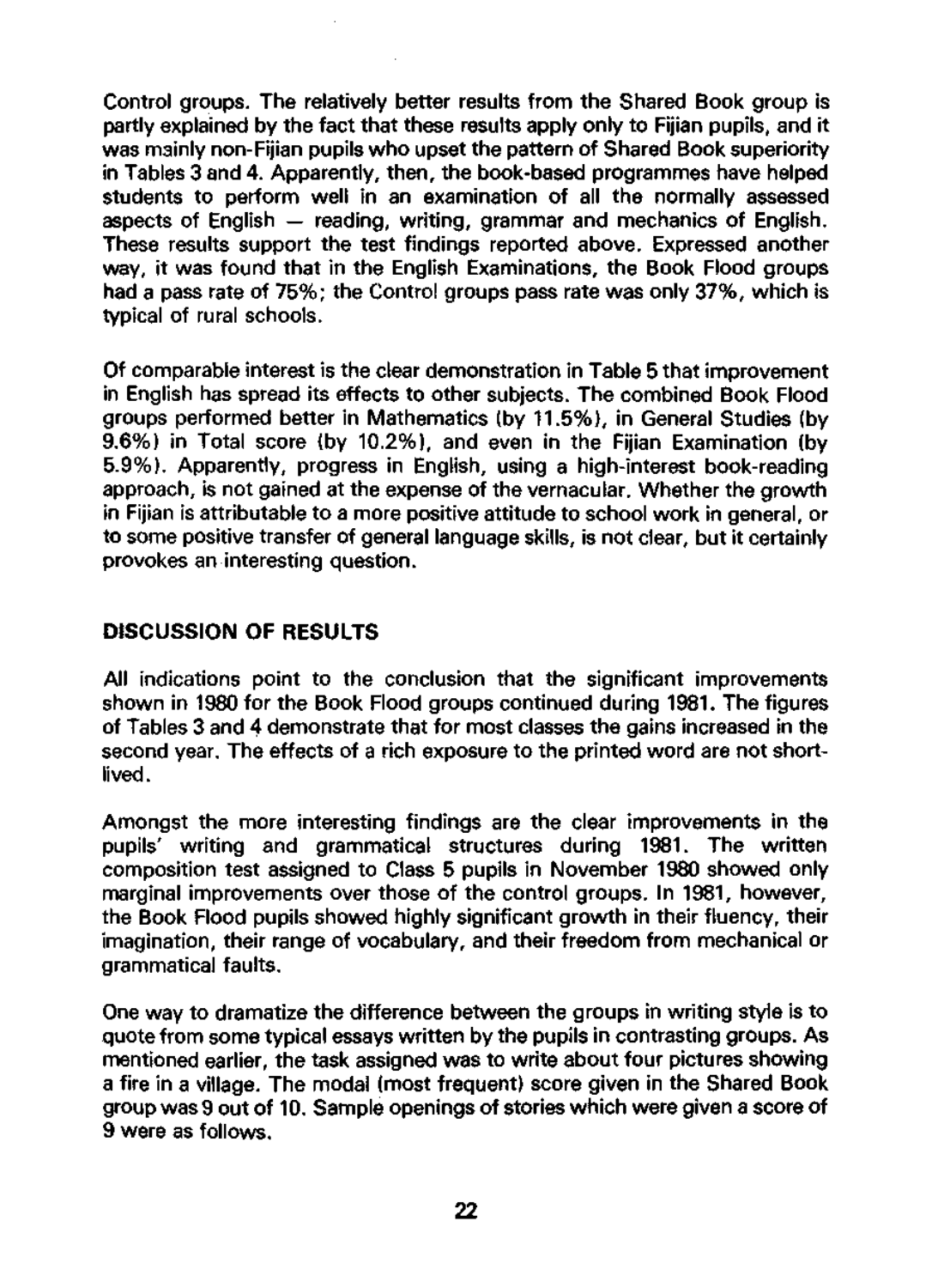Control groups. The relatively better results from the Shared Book group is partly explained by the fact that these results apply only to Fijian pupils, and it was mainly non-Fijian pupils who upset the pattern of Shared Book superiority in Tables 3 and 4. Apparently, then, the book-based programmes have helped students to perform well in an examination of all the normally assessed aspects of English — reading, writing, grammar and mechanics of English. These results support the test findings reported above. Expressed another way, it was found that in the English Examinations, the Book Flood groups had a pass rate of 75%; the Control groups pass rate was only 37%, which is typical of rural schools.

Of comparable interest is the clear demonstration in Table 5 that improvement in English has spread its effects to other subjects. The combined Book Flood groups performed better in Mathematics (by 11.5%), in General Studies (by 9.6%) in Total score (by 10.2%), and even in the Fijian Examination (by 5.9%). Apparently, progress in English, using a high-interest book-reading approach, is not gained at the expense of the vernacular. Whether the growth in Fijian is attributable to a more positive attitude to school work in general, or to some positive transfer of general language skills, is not clear, but it certainly provokes an interesting question.

## DISCUSSION OF RESULTS

All indications point to the conclusion that the significant improvements shown in 1980 for the Book Flood groups continued during 1981. The figures of Tables 3 and 4 demonstrate that for most classes the gains increased in the second year. The effects of a rich exposure to the printed word are not short-lived.

Amongst the more interesting findings are the clear improvements in the pupils' writing and grammatical structures during 1981. The written composition test assigned to Class 5 pupils in November 1980 showed only marginal improvements over those of the control groups. In 1981, however, the Book Flood pupils showed highly significant growth in their fluency, their imagination, their range of vocabulary, and their freedom from mechanical or grammatical faults.

One way to dramatize the difference between the groups in writing style is to quote from some typical essays written by the pupils in contrasting groups. As mentioned earlier, the task assigned was to write about four pictures showing a fire in a village. The modal (most frequent) score given in the Shared Book group was 9 out of 10. Sample openings of stories which were given a score of 9 were as follows.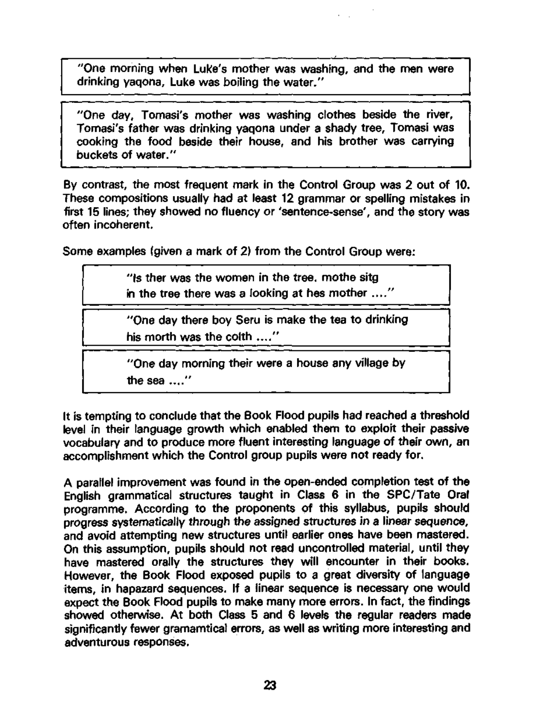> "One morning when Luke's mother was washing, and the men were drinking yaqona, Luke was boiling the water."

> "One day, Tomasi's mother was washing clothes beside the river, Tomasi's father was drinking yaqona under a shady tree, Tomasi was cooking the food beside their house, and his brother was carrying buckets of water."

By contrast, the most frequent mark in the Control Group was 2 out of 10. These compositions usually had at least 12 grammar or spelling mistakes in first 15 lines; they showed no fluency or 'sentence-sense', and the story was often incoherent.

Some examples (given a mark of 2) from the Control Group were:

> "Is ther was the women in the tree. mothe sitg
> in the tree there was a looking at hes mother ...."

> "One day there boy Seru is make the tea to drinking
> his morth was the colth ...."

> "One day morning their were a house any village by
> the sea ...."

It is tempting to conclude that the Book Flood pupils had reached a threshold level in their language growth which enabled them to exploit their passive vocabulary and to produce more fluent interesting language of their own, an accomplishment which the Control group pupils were not ready for.

A parallel improvement was found in the open-ended completion test of the English grammatical structures taught in Class 6 in the SPC/Tate Oral programme. According to the proponents of this syllabus, pupils should progress systematically through the assigned structures in a linear sequence, and avoid attempting new structures until earlier ones have been mastered. On this assumption, pupils should not read uncontrolled material, until they have mastered orally the structures they will encounter in their books. However, the Book Flood exposed pupils to a great diversity of language items, in hapazard sequences. If a linear sequence is necessary one would expect the Book Flood pupils to make many more errors. In fact, the findings showed otherwise. At both Class 5 and 6 levels the regular readers made significantly fewer gramamtical errors, as well as writing more interesting and adventurous responses.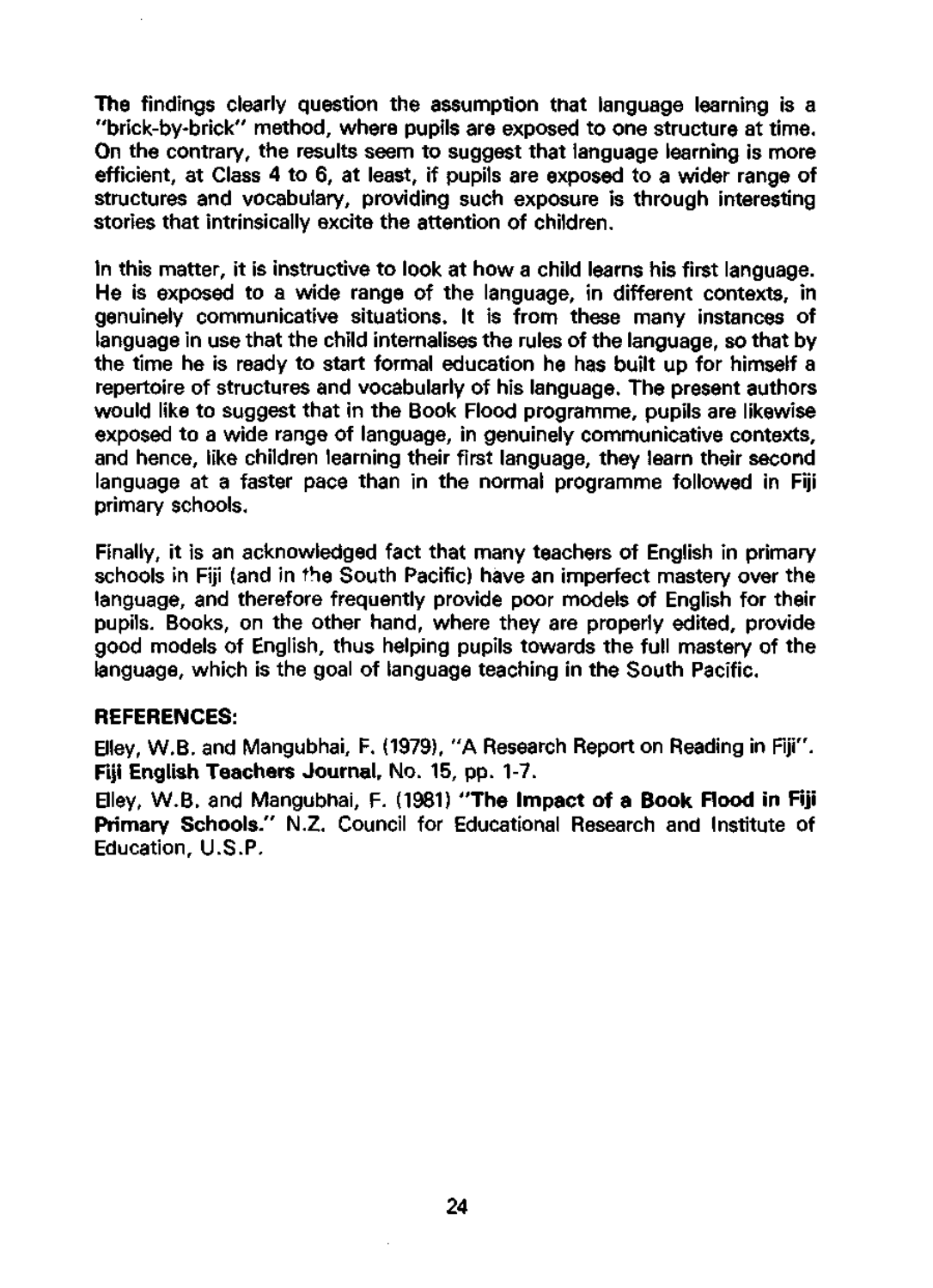The findings clearly question the assumption that language learning is a "brick-by-brick" method, where pupils are exposed to one structure at time. On the contrary, the results seem to suggest that language learning is more efficient, at Class 4 to 6, at least, if pupils are exposed to a wider range of structures and vocabulary, providing such exposure is through interesting stories that intrinsically excite the attention of children.

In this matter, it is instructive to look at how a child learns his first language. He is exposed to a wide range of the language, in different contexts, in genuinely communicative situations. It is from these many instances of language in use that the child internalises the rules of the language, so that by the time he is ready to start formal education he has built up for himself a repertoire of structures and vocabularly of his language. The present authors would like to suggest that in the Book Flood programme, pupils are likewise exposed to a wide range of language, in genuinely communicative contexts, and hence, like children learning their first language, they learn their second language at a faster pace than in the normal programme followed in Fiji primary schools.

Finally, it is an acknowledged fact that many teachers of English in primary schools in Fiji (and in the South Pacific) have an imperfect mastery over the language, and therefore frequently provide poor models of English for their pupils. Books, on the other hand, where they are properly edited, provide good models of English, thus helping pupils towards the full mastery of the language, which is the goal of language teaching in the South Pacific.

**REFERENCES:**

Elley, W.B. and Mangubhai, F. (1979), "A Research Report on Reading in Fiji". **Fiji English Teachers Journal,** No. 15, pp. 1-7.

Elley, W.B. and Mangubhai, F. (1981) "**The Impact of a Book Flood in Fiji Primary Schools.**" N.Z. Council for Educational Research and Institute of Education, U.S.P.